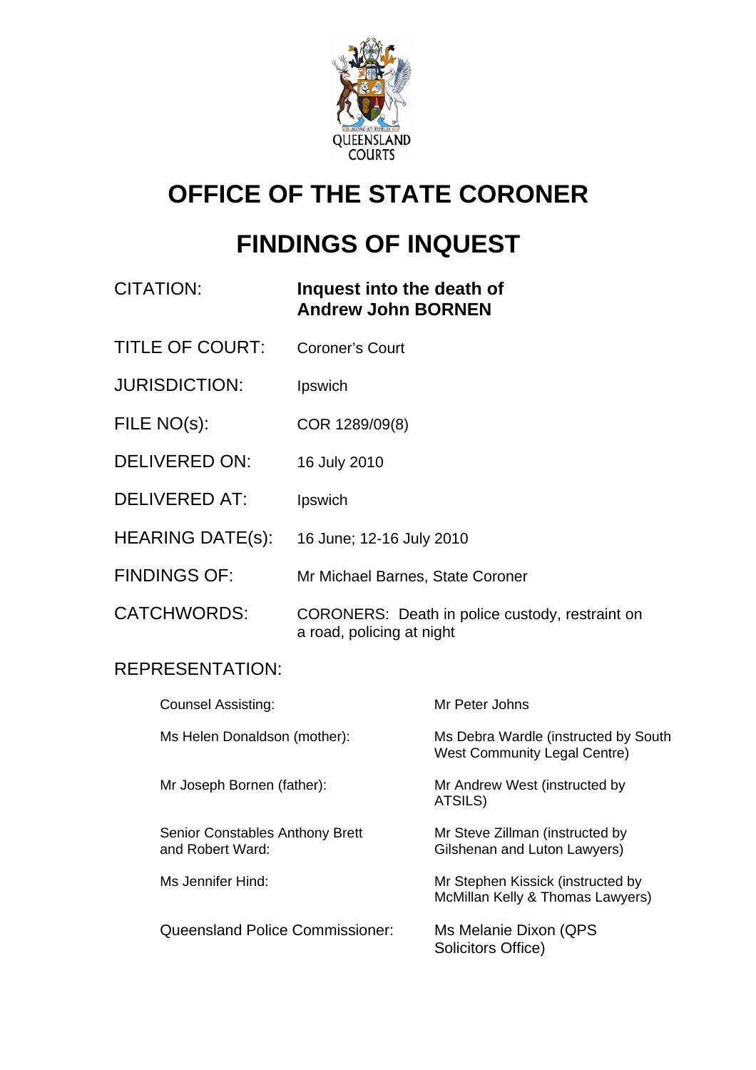# OFFICE OF THE STATE CORONER

# FINDINGS OF INQUEST

| | |
|---|---|
| CITATION: | **Inquest into the death of Andrew John BORNEN** |
| TITLE OF COURT: | Coroner's Court |
| JURISDICTION: | Ipswich |
| FILE NO(s): | COR 1289/09(8) |
| DELIVERED ON: | 16 July 2010 |
| DELIVERED AT: | Ipswich |
| HEARING DATE(s): | 16 June; 12-16 July 2010 |
| FINDINGS OF: | Mr Michael Barnes, State Coroner |
| CATCHWORDS: | CORONERS: Death in police custody, restraint on a road, policing at night |

REPRESENTATION:

| | |
|---|---|
| Counsel Assisting: | Mr Peter Johns |
| Ms Helen Donaldson (mother): | Ms Debra Wardle (instructed by South West Community Legal Centre) |
| Mr Joseph Bornen (father): | Mr Andrew West (instructed by ATSILS) |
| Senior Constables Anthony Brett and Robert Ward: | Mr Steve Zillman (instructed by Gilshenan and Luton Lawyers) |
| Ms Jennifer Hind: | Mr Stephen Kissick (instructed by McMillan Kelly & Thomas Lawyers) |
| Queensland Police Commissioner: | Ms Melanie Dixon (QPS Solicitors Office) |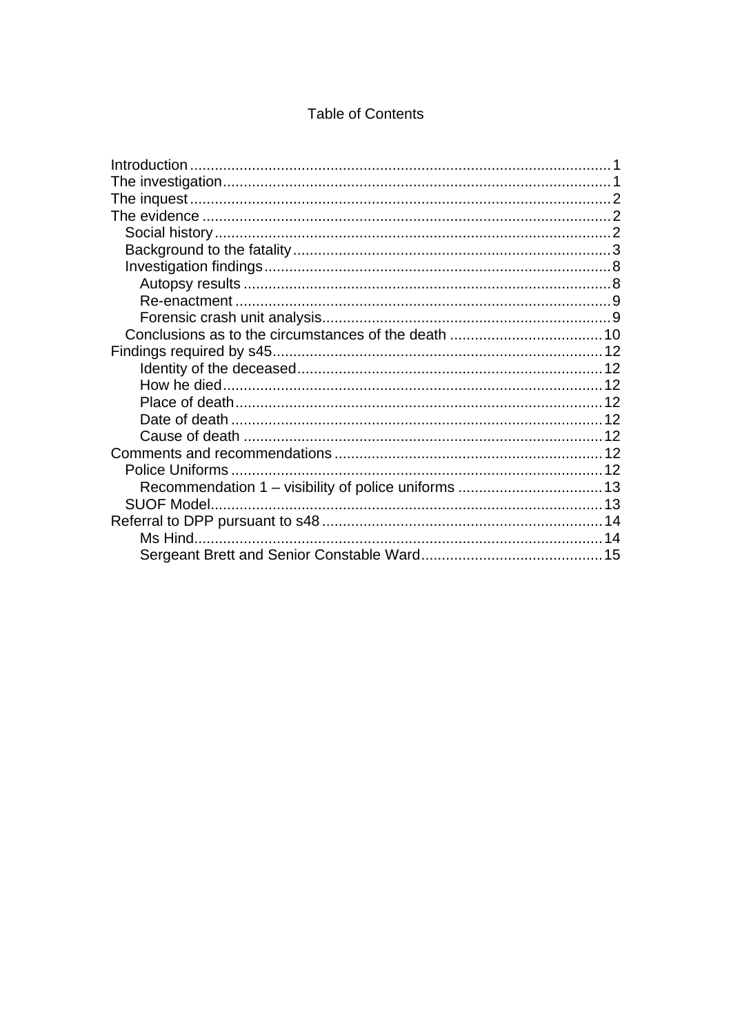# Table of Contents

- Introduction ..... 1
- The investigation ..... 1
- The inquest ..... 2
- The evidence ..... 2
  - Social history ..... 2
  - Background to the fatality ..... 3
  - Investigation findings ..... 8
    - Autopsy results ..... 8
    - Re-enactment ..... 9
    - Forensic crash unit analysis ..... 9
  - Conclusions as to the circumstances of the death ..... 10
- Findings required by s45 ..... 12
    - Identity of the deceased ..... 12
    - How he died ..... 12
    - Place of death ..... 12
    - Date of death ..... 12
    - Cause of death ..... 12
- Comments and recommendations ..... 12
  - Police Uniforms ..... 12
    - Recommendation 1 – visibility of police uniforms ..... 13
  - SUOF Model ..... 13
- Referral to DPP pursuant to s48 ..... 14
    - Ms Hind ..... 14
    - Sergeant Brett and Senior Constable Ward ..... 15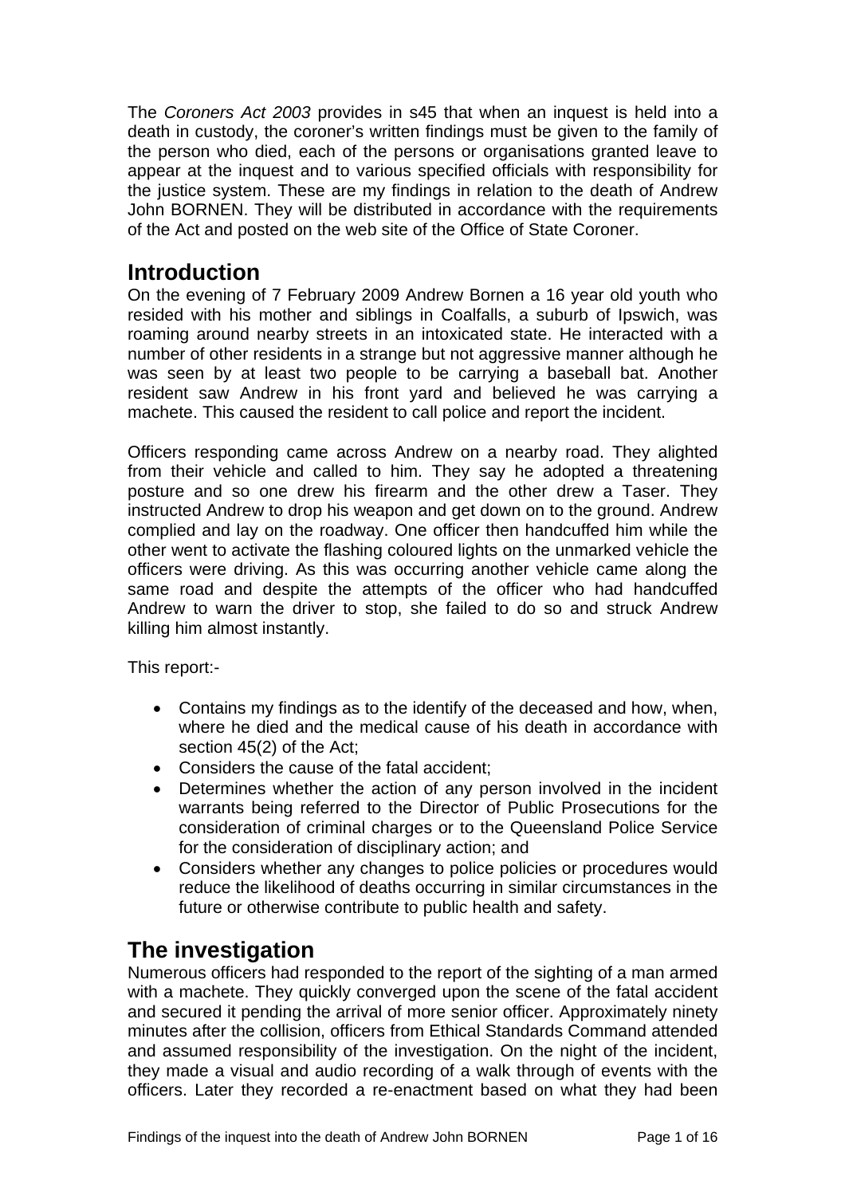The *Coroners Act 2003* provides in s45 that when an inquest is held into a death in custody, the coroner's written findings must be given to the family of the person who died, each of the persons or organisations granted leave to appear at the inquest and to various specified officials with responsibility for the justice system. These are my findings in relation to the death of Andrew John BORNEN. They will be distributed in accordance with the requirements of the Act and posted on the web site of the Office of State Coroner.

## Introduction

On the evening of 7 February 2009 Andrew Bornen a 16 year old youth who resided with his mother and siblings in Coalfalls, a suburb of Ipswich, was roaming around nearby streets in an intoxicated state. He interacted with a number of other residents in a strange but not aggressive manner although he was seen by at least two people to be carrying a baseball bat. Another resident saw Andrew in his front yard and believed he was carrying a machete. This caused the resident to call police and report the incident.

Officers responding came across Andrew on a nearby road. They alighted from their vehicle and called to him. They say he adopted a threatening posture and so one drew his firearm and the other drew a Taser. They instructed Andrew to drop his weapon and get down on to the ground. Andrew complied and lay on the roadway. One officer then handcuffed him while the other went to activate the flashing coloured lights on the unmarked vehicle the officers were driving. As this was occurring another vehicle came along the same road and despite the attempts of the officer who had handcuffed Andrew to warn the driver to stop, she failed to do so and struck Andrew killing him almost instantly.

This report:-

- Contains my findings as to the identify of the deceased and how, when, where he died and the medical cause of his death in accordance with section 45(2) of the Act;
- Considers the cause of the fatal accident;
- Determines whether the action of any person involved in the incident warrants being referred to the Director of Public Prosecutions for the consideration of criminal charges or to the Queensland Police Service for the consideration of disciplinary action; and
- Considers whether any changes to police policies or procedures would reduce the likelihood of deaths occurring in similar circumstances in the future or otherwise contribute to public health and safety.

## The investigation

Numerous officers had responded to the report of the sighting of a man armed with a machete. They quickly converged upon the scene of the fatal accident and secured it pending the arrival of more senior officer. Approximately ninety minutes after the collision, officers from Ethical Standards Command attended and assumed responsibility of the investigation. On the night of the incident, they made a visual and audio recording of a walk through of events with the officers. Later they recorded a re-enactment based on what they had been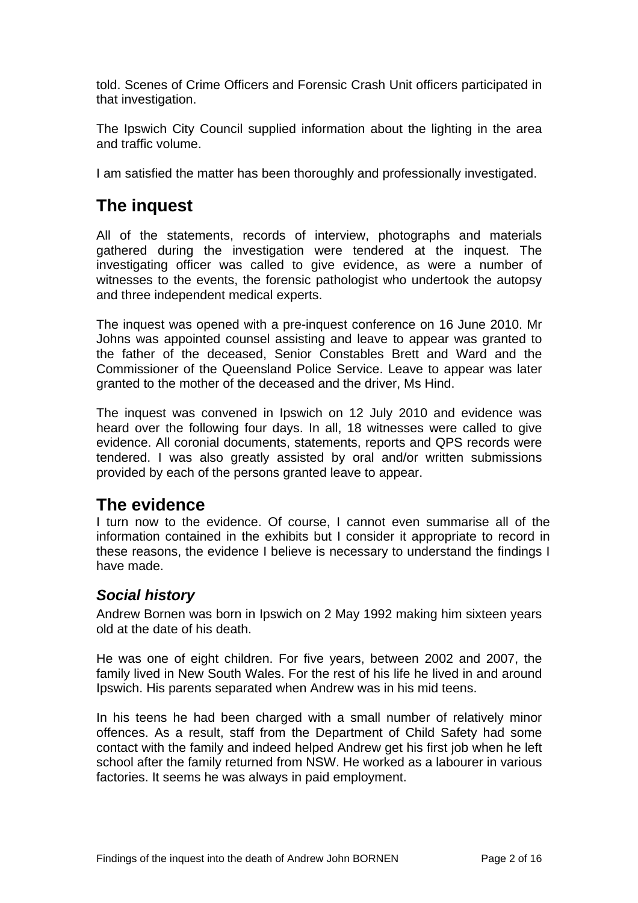told. Scenes of Crime Officers and Forensic Crash Unit officers participated in that investigation.

The Ipswich City Council supplied information about the lighting in the area and traffic volume.

I am satisfied the matter has been thoroughly and professionally investigated.

## The inquest

All of the statements, records of interview, photographs and materials gathered during the investigation were tendered at the inquest. The investigating officer was called to give evidence, as were a number of witnesses to the events, the forensic pathologist who undertook the autopsy and three independent medical experts.

The inquest was opened with a pre-inquest conference on 16 June 2010. Mr Johns was appointed counsel assisting and leave to appear was granted to the father of the deceased, Senior Constables Brett and Ward and the Commissioner of the Queensland Police Service. Leave to appear was later granted to the mother of the deceased and the driver, Ms Hind.

The inquest was convened in Ipswich on 12 July 2010 and evidence was heard over the following four days. In all, 18 witnesses were called to give evidence. All coronial documents, statements, reports and QPS records were tendered. I was also greatly assisted by oral and/or written submissions provided by each of the persons granted leave to appear.

## The evidence

I turn now to the evidence. Of course, I cannot even summarise all of the information contained in the exhibits but I consider it appropriate to record in these reasons, the evidence I believe is necessary to understand the findings I have made.

### *Social history*

Andrew Bornen was born in Ipswich on 2 May 1992 making him sixteen years old at the date of his death.

He was one of eight children. For five years, between 2002 and 2007, the family lived in New South Wales. For the rest of his life he lived in and around Ipswich. His parents separated when Andrew was in his mid teens.

In his teens he had been charged with a small number of relatively minor offences. As a result, staff from the Department of Child Safety had some contact with the family and indeed helped Andrew get his first job when he left school after the family returned from NSW. He worked as a labourer in various factories. It seems he was always in paid employment.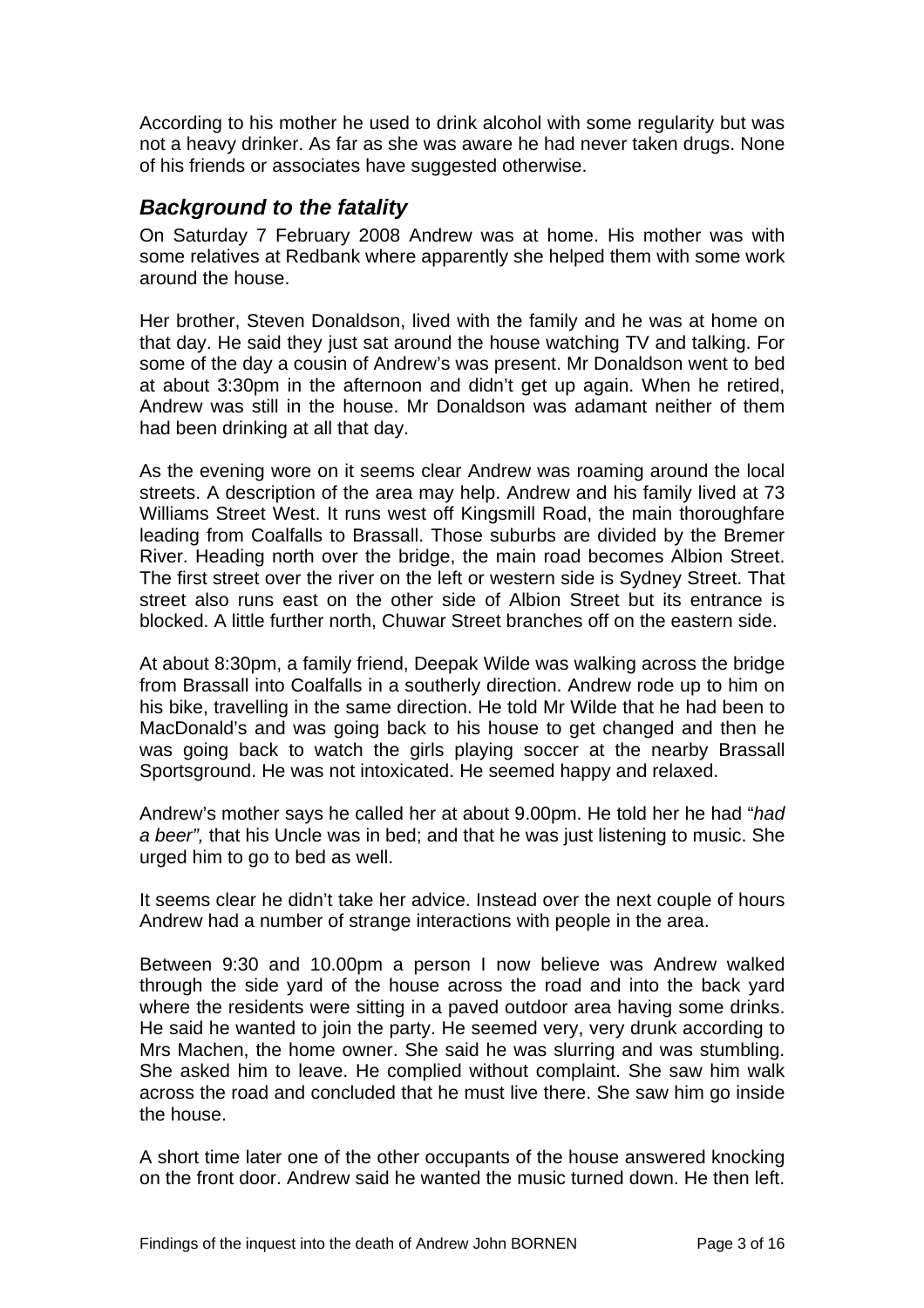According to his mother he used to drink alcohol with some regularity but was not a heavy drinker. As far as she was aware he had never taken drugs. None of his friends or associates have suggested otherwise.

## *Background to the fatality*

On Saturday 7 February 2008 Andrew was at home. His mother was with some relatives at Redbank where apparently she helped them with some work around the house.

Her brother, Steven Donaldson, lived with the family and he was at home on that day. He said they just sat around the house watching TV and talking. For some of the day a cousin of Andrew's was present. Mr Donaldson went to bed at about 3:30pm in the afternoon and didn't get up again. When he retired, Andrew was still in the house. Mr Donaldson was adamant neither of them had been drinking at all that day.

As the evening wore on it seems clear Andrew was roaming around the local streets. A description of the area may help. Andrew and his family lived at 73 Williams Street West. It runs west off Kingsmill Road, the main thoroughfare leading from Coalfalls to Brassall. Those suburbs are divided by the Bremer River. Heading north over the bridge, the main road becomes Albion Street. The first street over the river on the left or western side is Sydney Street. That street also runs east on the other side of Albion Street but its entrance is blocked. A little further north, Chuwar Street branches off on the eastern side.

At about 8:30pm, a family friend, Deepak Wilde was walking across the bridge from Brassall into Coalfalls in a southerly direction. Andrew rode up to him on his bike, travelling in the same direction. He told Mr Wilde that he had been to MacDonald's and was going back to his house to get changed and then he was going back to watch the girls playing soccer at the nearby Brassall Sportsground. He was not intoxicated. He seemed happy and relaxed.

Andrew's mother says he called her at about 9.00pm. He told her he had "*had a beer",* that his Uncle was in bed; and that he was just listening to music. She urged him to go to bed as well.

It seems clear he didn't take her advice. Instead over the next couple of hours Andrew had a number of strange interactions with people in the area.

Between 9:30 and 10.00pm a person I now believe was Andrew walked through the side yard of the house across the road and into the back yard where the residents were sitting in a paved outdoor area having some drinks. He said he wanted to join the party. He seemed very, very drunk according to Mrs Machen, the home owner. She said he was slurring and was stumbling. She asked him to leave. He complied without complaint. She saw him walk across the road and concluded that he must live there. She saw him go inside the house.

A short time later one of the other occupants of the house answered knocking on the front door. Andrew said he wanted the music turned down. He then left.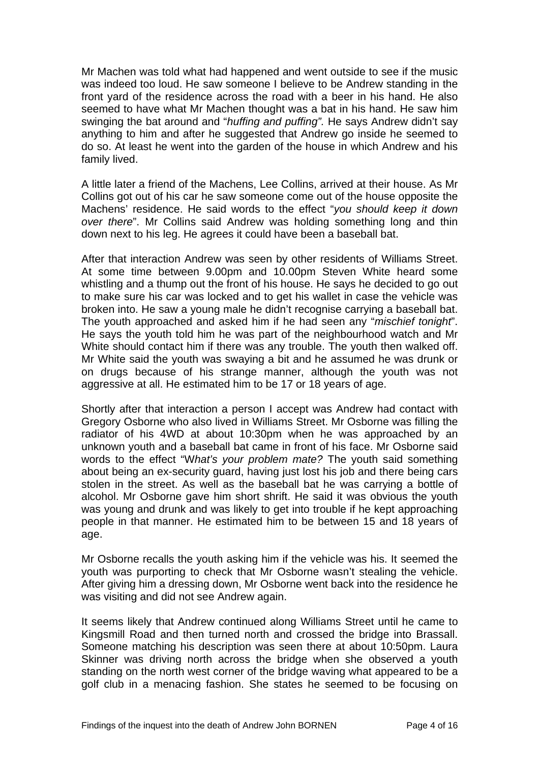Mr Machen was told what had happened and went outside to see if the music was indeed too loud. He saw someone I believe to be Andrew standing in the front yard of the residence across the road with a beer in his hand. He also seemed to have what Mr Machen thought was a bat in his hand. He saw him swinging the bat around and "*huffing and puffing".* He says Andrew didn't say anything to him and after he suggested that Andrew go inside he seemed to do so. At least he went into the garden of the house in which Andrew and his family lived.

A little later a friend of the Machens, Lee Collins, arrived at their house. As Mr Collins got out of his car he saw someone come out of the house opposite the Machens' residence. He said words to the effect "*you should keep it down over there*". Mr Collins said Andrew was holding something long and thin down next to his leg. He agrees it could have been a baseball bat.

After that interaction Andrew was seen by other residents of Williams Street. At some time between 9.00pm and 10.00pm Steven White heard some whistling and a thump out the front of his house. He says he decided to go out to make sure his car was locked and to get his wallet in case the vehicle was broken into. He saw a young male he didn't recognise carrying a baseball bat. The youth approached and asked him if he had seen any "*mischief tonight*". He says the youth told him he was part of the neighbourhood watch and Mr White should contact him if there was any trouble. The youth then walked off. Mr White said the youth was swaying a bit and he assumed he was drunk or on drugs because of his strange manner, although the youth was not aggressive at all. He estimated him to be 17 or 18 years of age.

Shortly after that interaction a person I accept was Andrew had contact with Gregory Osborne who also lived in Williams Street. Mr Osborne was filling the radiator of his 4WD at about 10:30pm when he was approached by an unknown youth and a baseball bat came in front of his face. Mr Osborne said words to the effect "W*hat's your problem mate?* The youth said something about being an ex-security guard, having just lost his job and there being cars stolen in the street. As well as the baseball bat he was carrying a bottle of alcohol. Mr Osborne gave him short shrift. He said it was obvious the youth was young and drunk and was likely to get into trouble if he kept approaching people in that manner. He estimated him to be between 15 and 18 years of age.

Mr Osborne recalls the youth asking him if the vehicle was his. It seemed the youth was purporting to check that Mr Osborne wasn't stealing the vehicle. After giving him a dressing down, Mr Osborne went back into the residence he was visiting and did not see Andrew again.

It seems likely that Andrew continued along Williams Street until he came to Kingsmill Road and then turned north and crossed the bridge into Brassall. Someone matching his description was seen there at about 10:50pm. Laura Skinner was driving north across the bridge when she observed a youth standing on the north west corner of the bridge waving what appeared to be a golf club in a menacing fashion. She states he seemed to be focusing on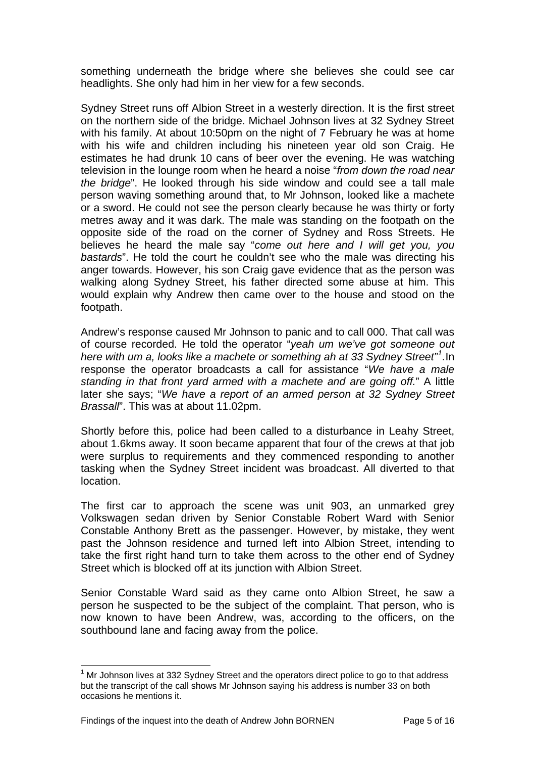something underneath the bridge where she believes she could see car headlights. She only had him in her view for a few seconds.

Sydney Street runs off Albion Street in a westerly direction. It is the first street on the northern side of the bridge. Michael Johnson lives at 32 Sydney Street with his family. At about 10:50pm on the night of 7 February he was at home with his wife and children including his nineteen year old son Craig. He estimates he had drunk 10 cans of beer over the evening. He was watching television in the lounge room when he heard a noise "*from down the road near the bridge*". He looked through his side window and could see a tall male person waving something around that, to Mr Johnson, looked like a machete or a sword. He could not see the person clearly because he was thirty or forty metres away and it was dark. The male was standing on the footpath on the opposite side of the road on the corner of Sydney and Ross Streets. He believes he heard the male say "*come out here and I will get you, you bastards*". He told the court he couldn't see who the male was directing his anger towards. However, his son Craig gave evidence that as the person was walking along Sydney Street, his father directed some abuse at him. This would explain why Andrew then came over to the house and stood on the footpath.

Andrew's response caused Mr Johnson to panic and to call 000. That call was of course recorded. He told the operator "*yeah um we've got someone out here with um a, looks like a machete or something ah at 33 Sydney Street*"[1].In response the operator broadcasts a call for assistance "*We have a male standing in that front yard armed with a machete and are going off.*" A little later she says; "*We have a report of an armed person at 32 Sydney Street Brassall*". This was at about 11.02pm.

Shortly before this, police had been called to a disturbance in Leahy Street, about 1.6kms away. It soon became apparent that four of the crews at that job were surplus to requirements and they commenced responding to another tasking when the Sydney Street incident was broadcast. All diverted to that location.

The first car to approach the scene was unit 903, an unmarked grey Volkswagen sedan driven by Senior Constable Robert Ward with Senior Constable Anthony Brett as the passenger. However, by mistake, they went past the Johnson residence and turned left into Albion Street, intending to take the first right hand turn to take them across to the other end of Sydney Street which is blocked off at its junction with Albion Street.

Senior Constable Ward said as they came onto Albion Street, he saw a person he suspected to be the subject of the complaint. That person, who is now known to have been Andrew, was, according to the officers, on the southbound lane and facing away from the police.

---

[1] Mr Johnson lives at 332 Sydney Street and the operators direct police to go to that address but the transcript of the call shows Mr Johnson saying his address is number 33 on both occasions he mentions it.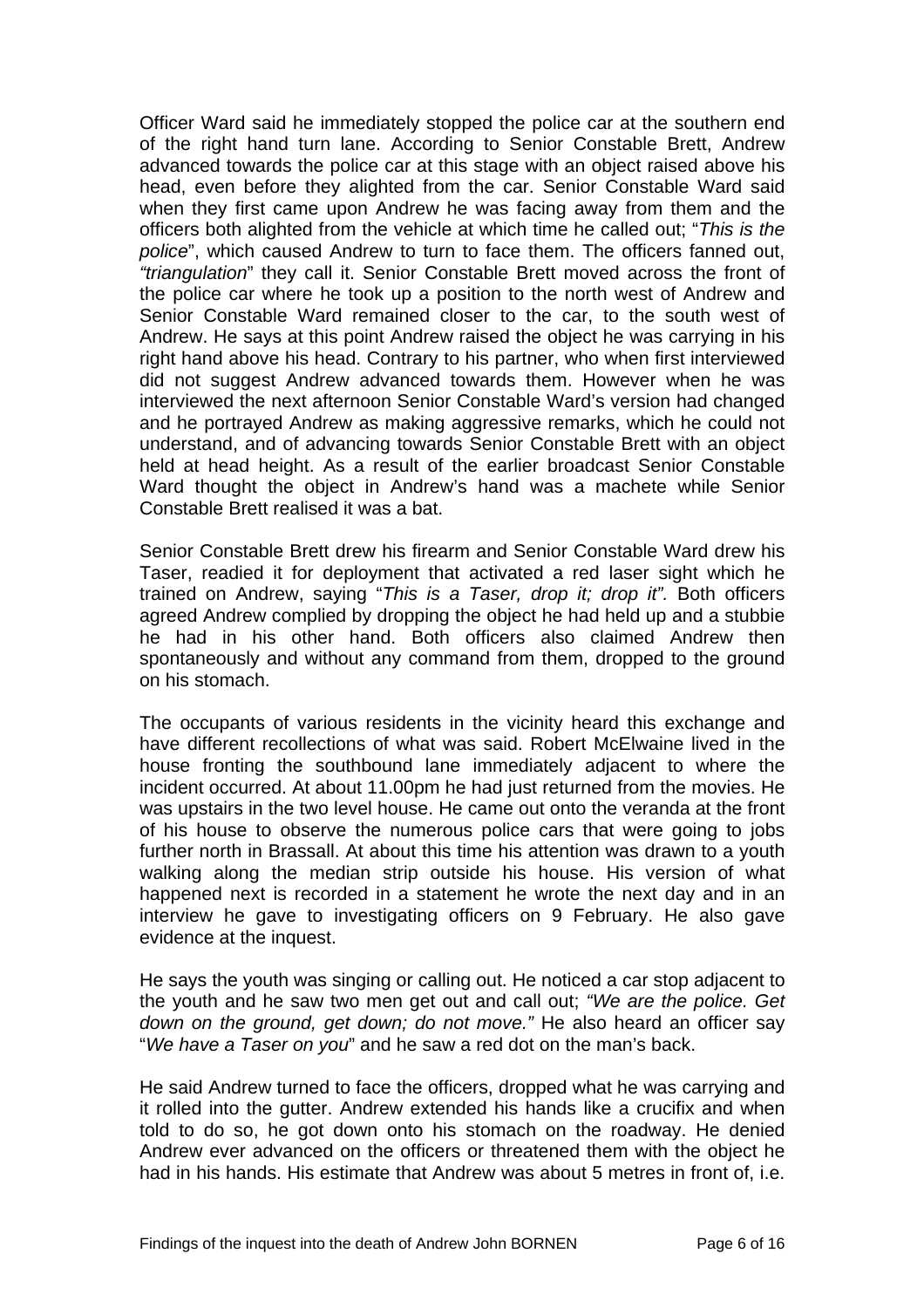Officer Ward said he immediately stopped the police car at the southern end of the right hand turn lane. According to Senior Constable Brett, Andrew advanced towards the police car at this stage with an object raised above his head, even before they alighted from the car. Senior Constable Ward said when they first came upon Andrew he was facing away from them and the officers both alighted from the vehicle at which time he called out; "*This is the police*", which caused Andrew to turn to face them. The officers fanned out, *"triangulation*" they call it. Senior Constable Brett moved across the front of the police car where he took up a position to the north west of Andrew and Senior Constable Ward remained closer to the car, to the south west of Andrew. He says at this point Andrew raised the object he was carrying in his right hand above his head. Contrary to his partner, who when first interviewed did not suggest Andrew advanced towards them. However when he was interviewed the next afternoon Senior Constable Ward's version had changed and he portrayed Andrew as making aggressive remarks, which he could not understand, and of advancing towards Senior Constable Brett with an object held at head height. As a result of the earlier broadcast Senior Constable Ward thought the object in Andrew's hand was a machete while Senior Constable Brett realised it was a bat.

Senior Constable Brett drew his firearm and Senior Constable Ward drew his Taser, readied it for deployment that activated a red laser sight which he trained on Andrew, saying "*This is a Taser, drop it; drop it".* Both officers agreed Andrew complied by dropping the object he had held up and a stubbie he had in his other hand. Both officers also claimed Andrew then spontaneously and without any command from them, dropped to the ground on his stomach.

The occupants of various residents in the vicinity heard this exchange and have different recollections of what was said. Robert McElwaine lived in the house fronting the southbound lane immediately adjacent to where the incident occurred. At about 11.00pm he had just returned from the movies. He was upstairs in the two level house. He came out onto the veranda at the front of his house to observe the numerous police cars that were going to jobs further north in Brassall. At about this time his attention was drawn to a youth walking along the median strip outside his house. His version of what happened next is recorded in a statement he wrote the next day and in an interview he gave to investigating officers on 9 February. He also gave evidence at the inquest.

He says the youth was singing or calling out. He noticed a car stop adjacent to the youth and he saw two men get out and call out; *"We are the police. Get down on the ground, get down; do not move."* He also heard an officer say "*We have a Taser on you*" and he saw a red dot on the man's back.

He said Andrew turned to face the officers, dropped what he was carrying and it rolled into the gutter. Andrew extended his hands like a crucifix and when told to do so, he got down onto his stomach on the roadway. He denied Andrew ever advanced on the officers or threatened them with the object he had in his hands. His estimate that Andrew was about 5 metres in front of, i.e.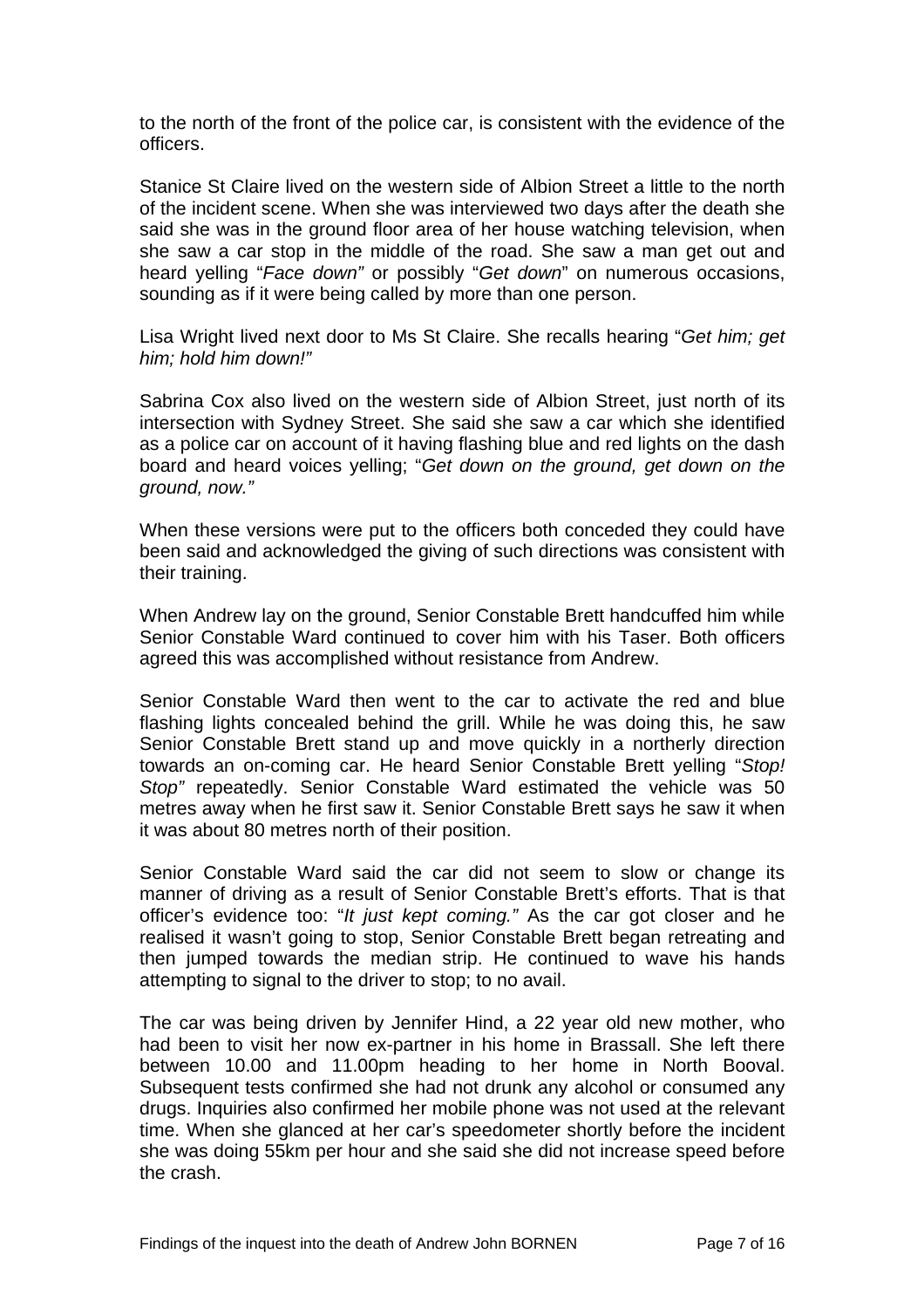to the north of the front of the police car, is consistent with the evidence of the officers.

Stanice St Claire lived on the western side of Albion Street a little to the north of the incident scene. When she was interviewed two days after the death she said she was in the ground floor area of her house watching television, when she saw a car stop in the middle of the road. She saw a man get out and heard yelling "*Face down"* or possibly "*Get down*" on numerous occasions, sounding as if it were being called by more than one person.

Lisa Wright lived next door to Ms St Claire. She recalls hearing "*Get him; get him; hold him down!"*

Sabrina Cox also lived on the western side of Albion Street, just north of its intersection with Sydney Street. She said she saw a car which she identified as a police car on account of it having flashing blue and red lights on the dash board and heard voices yelling; "*Get down on the ground, get down on the ground, now."*

When these versions were put to the officers both conceded they could have been said and acknowledged the giving of such directions was consistent with their training.

When Andrew lay on the ground, Senior Constable Brett handcuffed him while Senior Constable Ward continued to cover him with his Taser. Both officers agreed this was accomplished without resistance from Andrew.

Senior Constable Ward then went to the car to activate the red and blue flashing lights concealed behind the grill. While he was doing this, he saw Senior Constable Brett stand up and move quickly in a northerly direction towards an on-coming car. He heard Senior Constable Brett yelling "*Stop! Stop"* repeatedly. Senior Constable Ward estimated the vehicle was 50 metres away when he first saw it. Senior Constable Brett says he saw it when it was about 80 metres north of their position.

Senior Constable Ward said the car did not seem to slow or change its manner of driving as a result of Senior Constable Brett's efforts. That is that officer's evidence too: "*It just kept coming."* As the car got closer and he realised it wasn't going to stop, Senior Constable Brett began retreating and then jumped towards the median strip. He continued to wave his hands attempting to signal to the driver to stop; to no avail.

The car was being driven by Jennifer Hind, a 22 year old new mother, who had been to visit her now ex-partner in his home in Brassall. She left there between 10.00 and 11.00pm heading to her home in North Booval. Subsequent tests confirmed she had not drunk any alcohol or consumed any drugs. Inquiries also confirmed her mobile phone was not used at the relevant time. When she glanced at her car's speedometer shortly before the incident she was doing 55km per hour and she said she did not increase speed before the crash.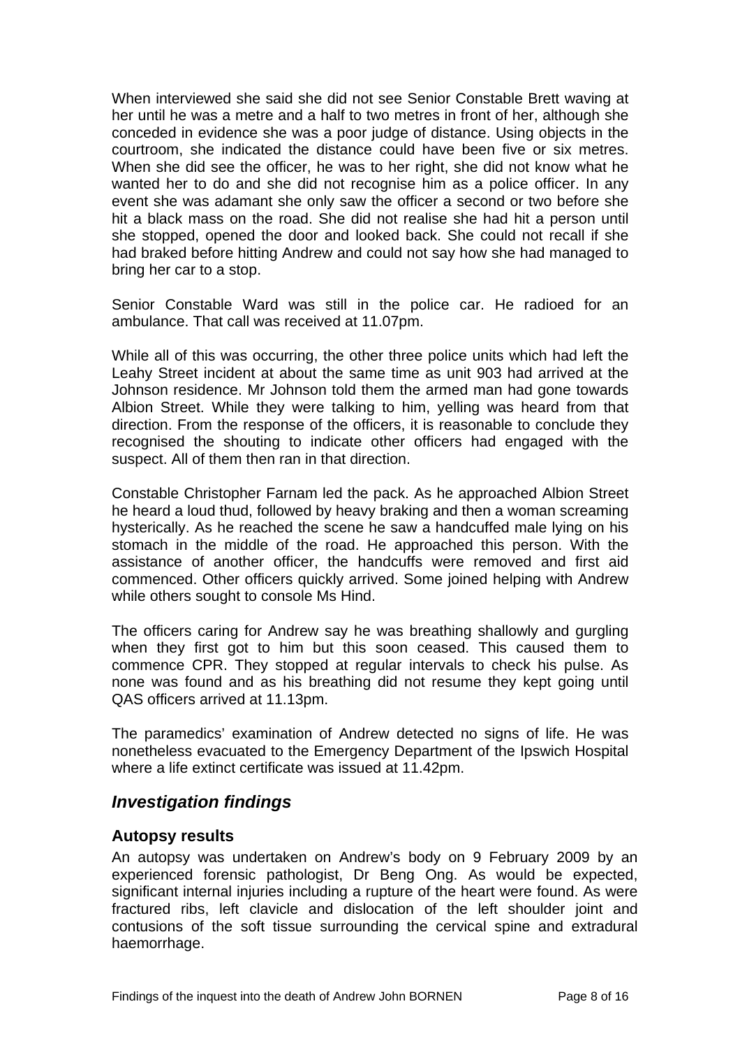When interviewed she said she did not see Senior Constable Brett waving at her until he was a metre and a half to two metres in front of her, although she conceded in evidence she was a poor judge of distance. Using objects in the courtroom, she indicated the distance could have been five or six metres. When she did see the officer, he was to her right, she did not know what he wanted her to do and she did not recognise him as a police officer. In any event she was adamant she only saw the officer a second or two before she hit a black mass on the road. She did not realise she had hit a person until she stopped, opened the door and looked back. She could not recall if she had braked before hitting Andrew and could not say how she had managed to bring her car to a stop.

Senior Constable Ward was still in the police car. He radioed for an ambulance. That call was received at 11.07pm.

While all of this was occurring, the other three police units which had left the Leahy Street incident at about the same time as unit 903 had arrived at the Johnson residence. Mr Johnson told them the armed man had gone towards Albion Street. While they were talking to him, yelling was heard from that direction. From the response of the officers, it is reasonable to conclude they recognised the shouting to indicate other officers had engaged with the suspect. All of them then ran in that direction.

Constable Christopher Farnam led the pack. As he approached Albion Street he heard a loud thud, followed by heavy braking and then a woman screaming hysterically. As he reached the scene he saw a handcuffed male lying on his stomach in the middle of the road. He approached this person. With the assistance of another officer, the handcuffs were removed and first aid commenced. Other officers quickly arrived. Some joined helping with Andrew while others sought to console Ms Hind.

The officers caring for Andrew say he was breathing shallowly and gurgling when they first got to him but this soon ceased. This caused them to commence CPR. They stopped at regular intervals to check his pulse. As none was found and as his breathing did not resume they kept going until QAS officers arrived at 11.13pm.

The paramedics' examination of Andrew detected no signs of life. He was nonetheless evacuated to the Emergency Department of the Ipswich Hospital where a life extinct certificate was issued at 11.42pm.

## *Investigation findings*

### Autopsy results

An autopsy was undertaken on Andrew's body on 9 February 2009 by an experienced forensic pathologist, Dr Beng Ong. As would be expected, significant internal injuries including a rupture of the heart were found. As were fractured ribs, left clavicle and dislocation of the left shoulder joint and contusions of the soft tissue surrounding the cervical spine and extradural haemorrhage.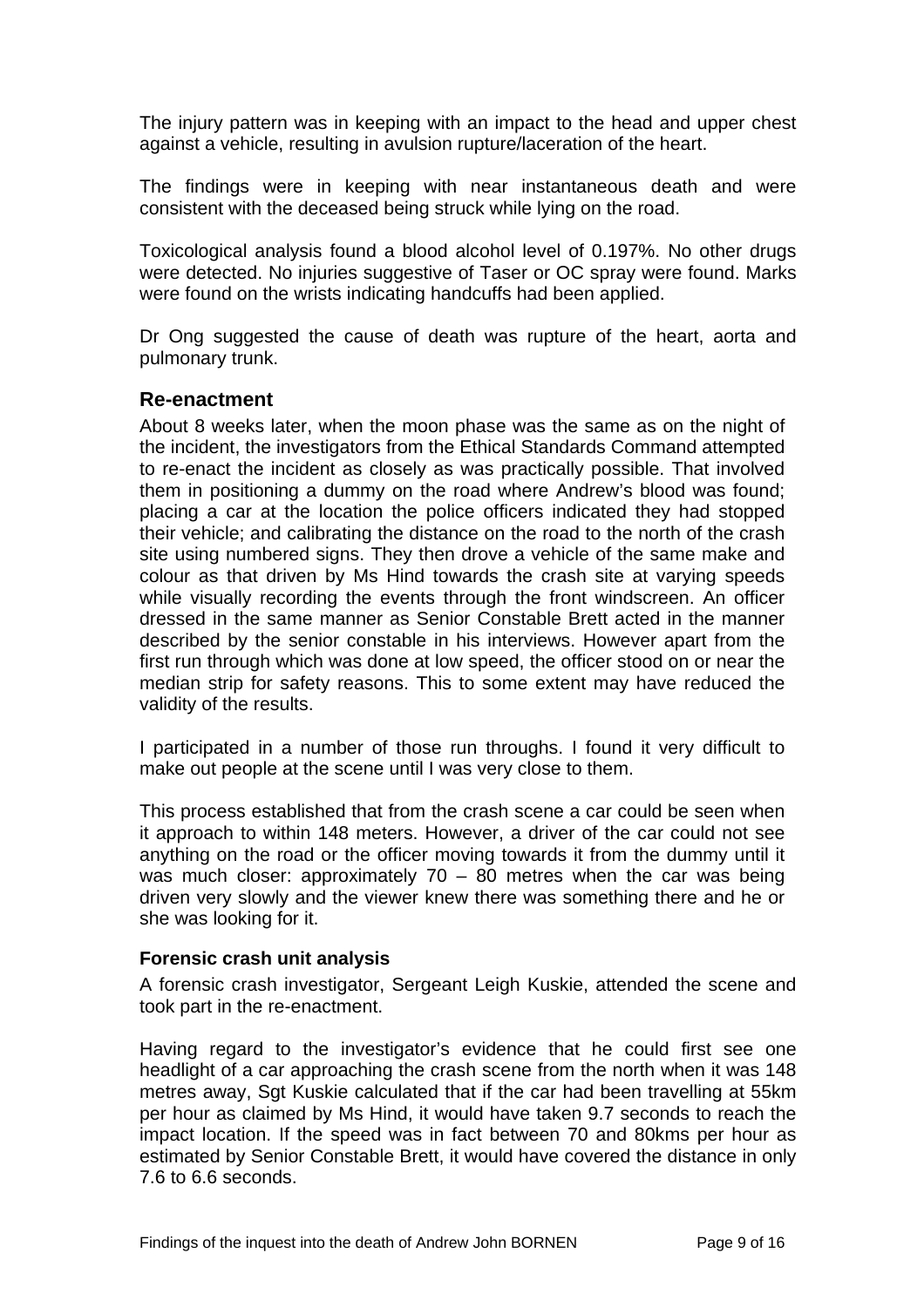The injury pattern was in keeping with an impact to the head and upper chest against a vehicle, resulting in avulsion rupture/laceration of the heart.

The findings were in keeping with near instantaneous death and were consistent with the deceased being struck while lying on the road.

Toxicological analysis found a blood alcohol level of 0.197%. No other drugs were detected. No injuries suggestive of Taser or OC spray were found. Marks were found on the wrists indicating handcuffs had been applied.

Dr Ong suggested the cause of death was rupture of the heart, aorta and pulmonary trunk.

## Re-enactment

About 8 weeks later, when the moon phase was the same as on the night of the incident, the investigators from the Ethical Standards Command attempted to re-enact the incident as closely as was practically possible. That involved them in positioning a dummy on the road where Andrew's blood was found; placing a car at the location the police officers indicated they had stopped their vehicle; and calibrating the distance on the road to the north of the crash site using numbered signs. They then drove a vehicle of the same make and colour as that driven by Ms Hind towards the crash site at varying speeds while visually recording the events through the front windscreen. An officer dressed in the same manner as Senior Constable Brett acted in the manner described by the senior constable in his interviews. However apart from the first run through which was done at low speed, the officer stood on or near the median strip for safety reasons. This to some extent may have reduced the validity of the results.

I participated in a number of those run throughs. I found it very difficult to make out people at the scene until I was very close to them.

This process established that from the crash scene a car could be seen when it approach to within 148 meters. However, a driver of the car could not see anything on the road or the officer moving towards it from the dummy until it was much closer: approximately 70 – 80 metres when the car was being driven very slowly and the viewer knew there was something there and he or she was looking for it.

### Forensic crash unit analysis

A forensic crash investigator, Sergeant Leigh Kuskie, attended the scene and took part in the re-enactment.

Having regard to the investigator's evidence that he could first see one headlight of a car approaching the crash scene from the north when it was 148 metres away, Sgt Kuskie calculated that if the car had been travelling at 55km per hour as claimed by Ms Hind, it would have taken 9.7 seconds to reach the impact location. If the speed was in fact between 70 and 80kms per hour as estimated by Senior Constable Brett, it would have covered the distance in only 7.6 to 6.6 seconds.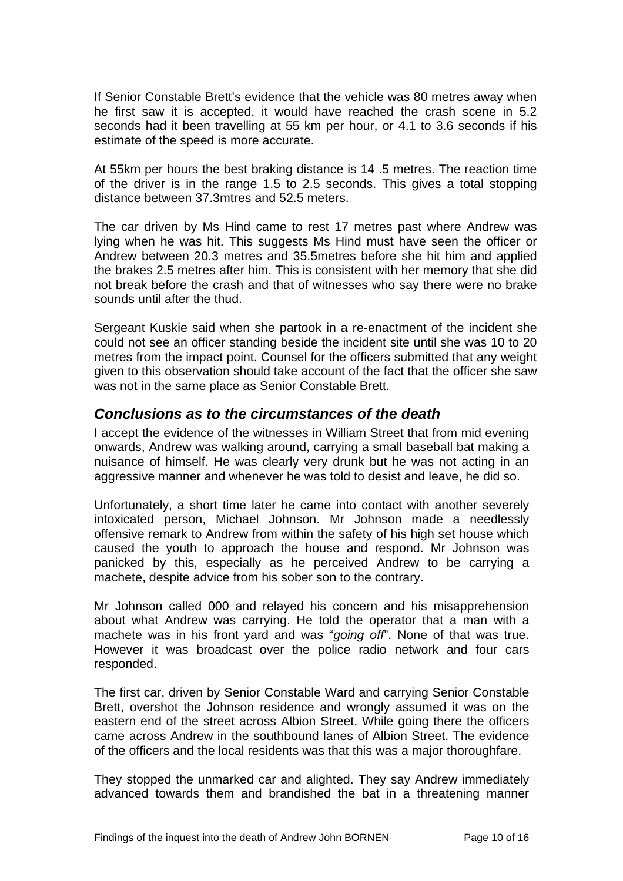If Senior Constable Brett's evidence that the vehicle was 80 metres away when he first saw it is accepted, it would have reached the crash scene in 5.2 seconds had it been travelling at 55 km per hour, or 4.1 to 3.6 seconds if his estimate of the speed is more accurate.

At 55km per hours the best braking distance is 14 .5 metres. The reaction time of the driver is in the range 1.5 to 2.5 seconds. This gives a total stopping distance between 37.3mtres and 52.5 meters.

The car driven by Ms Hind came to rest 17 metres past where Andrew was lying when he was hit. This suggests Ms Hind must have seen the officer or Andrew between 20.3 metres and 35.5metres before she hit him and applied the brakes 2.5 metres after him. This is consistent with her memory that she did not break before the crash and that of witnesses who say there were no brake sounds until after the thud.

Sergeant Kuskie said when she partook in a re-enactment of the incident she could not see an officer standing beside the incident site until she was 10 to 20 metres from the impact point. Counsel for the officers submitted that any weight given to this observation should take account of the fact that the officer she saw was not in the same place as Senior Constable Brett.

## *Conclusions as to the circumstances of the death*

I accept the evidence of the witnesses in William Street that from mid evening onwards, Andrew was walking around, carrying a small baseball bat making a nuisance of himself. He was clearly very drunk but he was not acting in an aggressive manner and whenever he was told to desist and leave, he did so.

Unfortunately, a short time later he came into contact with another severely intoxicated person, Michael Johnson. Mr Johnson made a needlessly offensive remark to Andrew from within the safety of his high set house which caused the youth to approach the house and respond. Mr Johnson was panicked by this, especially as he perceived Andrew to be carrying a machete, despite advice from his sober son to the contrary.

Mr Johnson called 000 and relayed his concern and his misapprehension about what Andrew was carrying. He told the operator that a man with a machete was in his front yard and was "*going off*". None of that was true. However it was broadcast over the police radio network and four cars responded.

The first car, driven by Senior Constable Ward and carrying Senior Constable Brett, overshot the Johnson residence and wrongly assumed it was on the eastern end of the street across Albion Street. While going there the officers came across Andrew in the southbound lanes of Albion Street. The evidence of the officers and the local residents was that this was a major thoroughfare.

They stopped the unmarked car and alighted. They say Andrew immediately advanced towards them and brandished the bat in a threatening manner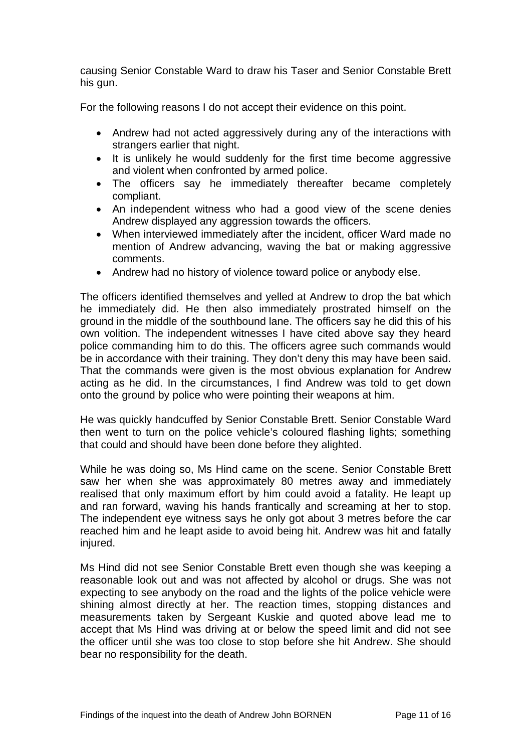causing Senior Constable Ward to draw his Taser and Senior Constable Brett his gun.

For the following reasons I do not accept their evidence on this point.

- Andrew had not acted aggressively during any of the interactions with strangers earlier that night.
- It is unlikely he would suddenly for the first time become aggressive and violent when confronted by armed police.
- The officers say he immediately thereafter became completely compliant.
- An independent witness who had a good view of the scene denies Andrew displayed any aggression towards the officers.
- When interviewed immediately after the incident, officer Ward made no mention of Andrew advancing, waving the bat or making aggressive comments.
- Andrew had no history of violence toward police or anybody else.

The officers identified themselves and yelled at Andrew to drop the bat which he immediately did. He then also immediately prostrated himself on the ground in the middle of the southbound lane. The officers say he did this of his own volition. The independent witnesses I have cited above say they heard police commanding him to do this. The officers agree such commands would be in accordance with their training. They don't deny this may have been said. That the commands were given is the most obvious explanation for Andrew acting as he did. In the circumstances, I find Andrew was told to get down onto the ground by police who were pointing their weapons at him.

He was quickly handcuffed by Senior Constable Brett. Senior Constable Ward then went to turn on the police vehicle's coloured flashing lights; something that could and should have been done before they alighted.

While he was doing so, Ms Hind came on the scene. Senior Constable Brett saw her when she was approximately 80 metres away and immediately realised that only maximum effort by him could avoid a fatality. He leapt up and ran forward, waving his hands frantically and screaming at her to stop. The independent eye witness says he only got about 3 metres before the car reached him and he leapt aside to avoid being hit. Andrew was hit and fatally injured.

Ms Hind did not see Senior Constable Brett even though she was keeping a reasonable look out and was not affected by alcohol or drugs. She was not expecting to see anybody on the road and the lights of the police vehicle were shining almost directly at her. The reaction times, stopping distances and measurements taken by Sergeant Kuskie and quoted above lead me to accept that Ms Hind was driving at or below the speed limit and did not see the officer until she was too close to stop before she hit Andrew. She should bear no responsibility for the death.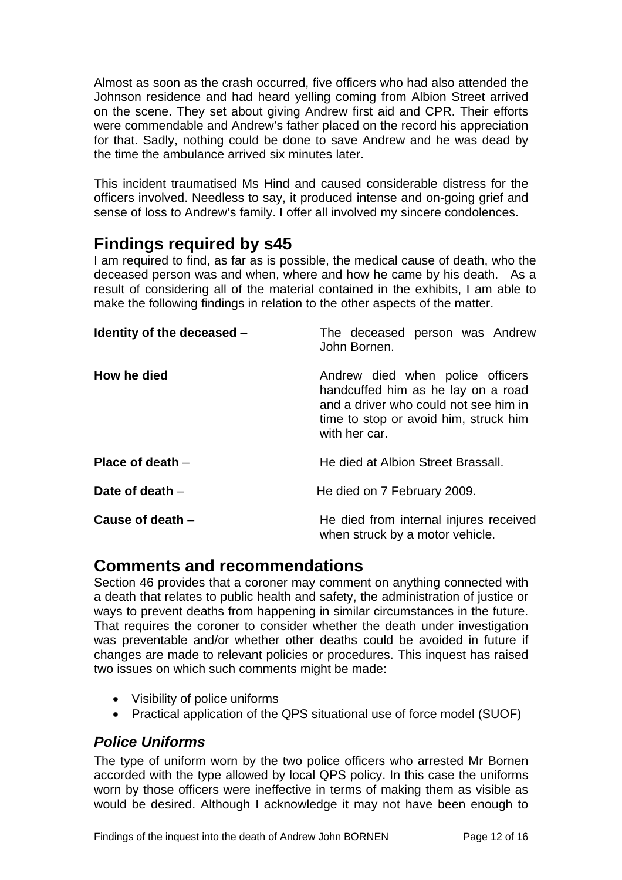Almost as soon as the crash occurred, five officers who had also attended the Johnson residence and had heard yelling coming from Albion Street arrived on the scene. They set about giving Andrew first aid and CPR. Their efforts were commendable and Andrew's father placed on the record his appreciation for that. Sadly, nothing could be done to save Andrew and he was dead by the time the ambulance arrived six minutes later.

This incident traumatised Ms Hind and caused considerable distress for the officers involved. Needless to say, it produced intense and on-going grief and sense of loss to Andrew's family. I offer all involved my sincere condolences.

## Findings required by s45

I am required to find, as far as is possible, the medical cause of death, who the deceased person was and when, where and how he came by his death. As a result of considering all of the material contained in the exhibits, I am able to make the following findings in relation to the other aspects of the matter.

| | |
|---|---|
| **Identity of the deceased** – | The deceased person was Andrew John Bornen. |
| **How he died** | Andrew died when police officers handcuffed him as he lay on a road and a driver who could not see him in time to stop or avoid him, struck him with her car. |
| **Place of death** – | He died at Albion Street Brassall. |
| **Date of death** – | He died on 7 February 2009. |
| **Cause of death** – | He died from internal injures received when struck by a motor vehicle. |

## Comments and recommendations

Section 46 provides that a coroner may comment on anything connected with a death that relates to public health and safety, the administration of justice or ways to prevent deaths from happening in similar circumstances in the future. That requires the coroner to consider whether the death under investigation was preventable and/or whether other deaths could be avoided in future if changes are made to relevant policies or procedures. This inquest has raised two issues on which such comments might be made:

- Visibility of police uniforms
- Practical application of the QPS situational use of force model (SUOF)

### *Police Uniforms*

The type of uniform worn by the two police officers who arrested Mr Bornen accorded with the type allowed by local QPS policy. In this case the uniforms worn by those officers were ineffective in terms of making them as visible as would be desired. Although I acknowledge it may not have been enough to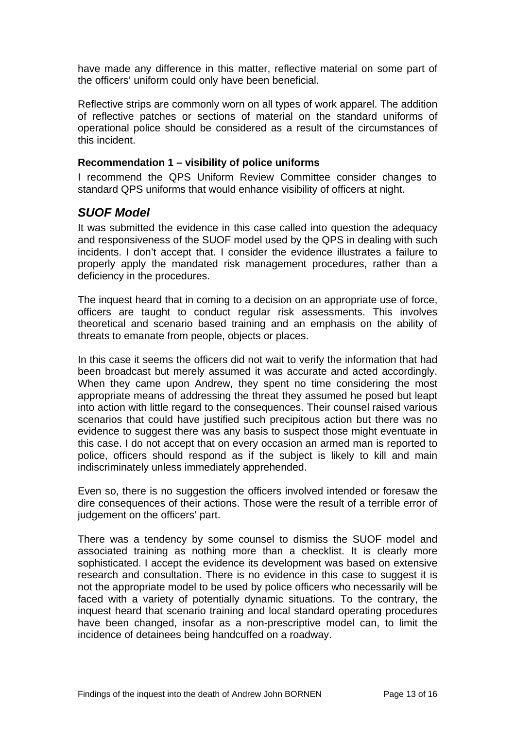have made any difference in this matter, reflective material on some part of the officers' uniform could only have been beneficial.

Reflective strips are commonly worn on all types of work apparel. The addition of reflective patches or sections of material on the standard uniforms of operational police should be considered as a result of the circumstances of this incident.

**Recommendation 1 – visibility of police uniforms**

I recommend the QPS Uniform Review Committee consider changes to standard QPS uniforms that would enhance visibility of officers at night.

## *SUOF Model*

It was submitted the evidence in this case called into question the adequacy and responsiveness of the SUOF model used by the QPS in dealing with such incidents. I don't accept that. I consider the evidence illustrates a failure to properly apply the mandated risk management procedures, rather than a deficiency in the procedures.

The inquest heard that in coming to a decision on an appropriate use of force, officers are taught to conduct regular risk assessments. This involves theoretical and scenario based training and an emphasis on the ability of threats to emanate from people, objects or places.

In this case it seems the officers did not wait to verify the information that had been broadcast but merely assumed it was accurate and acted accordingly. When they came upon Andrew, they spent no time considering the most appropriate means of addressing the threat they assumed he posed but leapt into action with little regard to the consequences. Their counsel raised various scenarios that could have justified such precipitous action but there was no evidence to suggest there was any basis to suspect those might eventuate in this case. I do not accept that on every occasion an armed man is reported to police, officers should respond as if the subject is likely to kill and main indiscriminately unless immediately apprehended.

Even so, there is no suggestion the officers involved intended or foresaw the dire consequences of their actions. Those were the result of a terrible error of judgement on the officers' part.

There was a tendency by some counsel to dismiss the SUOF model and associated training as nothing more than a checklist. It is clearly more sophisticated. I accept the evidence its development was based on extensive research and consultation. There is no evidence in this case to suggest it is not the appropriate model to be used by police officers who necessarily will be faced with a variety of potentially dynamic situations. To the contrary, the inquest heard that scenario training and local standard operating procedures have been changed, insofar as a non-prescriptive model can, to limit the incidence of detainees being handcuffed on a roadway.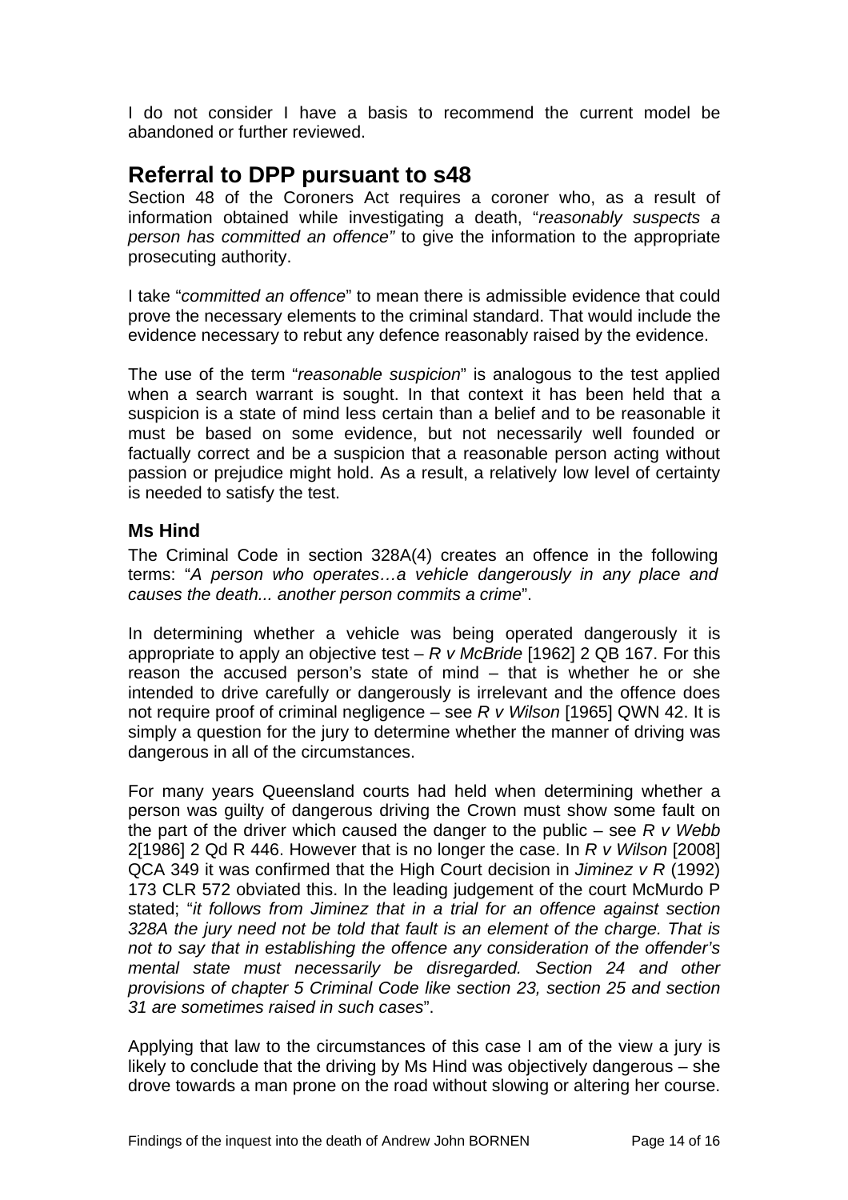I do not consider I have a basis to recommend the current model be abandoned or further reviewed.

## Referral to DPP pursuant to s48

Section 48 of the Coroners Act requires a coroner who, as a result of information obtained while investigating a death, "*reasonably suspects a person has committed an offence"* to give the information to the appropriate prosecuting authority.

I take "*committed an offence*" to mean there is admissible evidence that could prove the necessary elements to the criminal standard. That would include the evidence necessary to rebut any defence reasonably raised by the evidence.

The use of the term "*reasonable suspicion*" is analogous to the test applied when a search warrant is sought. In that context it has been held that a suspicion is a state of mind less certain than a belief and to be reasonable it must be based on some evidence, but not necessarily well founded or factually correct and be a suspicion that a reasonable person acting without passion or prejudice might hold. As a result, a relatively low level of certainty is needed to satisfy the test.

### Ms Hind

The Criminal Code in section 328A(4) creates an offence in the following terms: "*A person who operates…a vehicle dangerously in any place and causes the death... another person commits a crime*".

In determining whether a vehicle was being operated dangerously it is appropriate to apply an objective test – *R v McBride* [1962] 2 QB 167. For this reason the accused person's state of mind – that is whether he or she intended to drive carefully or dangerously is irrelevant and the offence does not require proof of criminal negligence – see *R v Wilson* [1965] QWN 42. It is simply a question for the jury to determine whether the manner of driving was dangerous in all of the circumstances.

For many years Queensland courts had held when determining whether a person was guilty of dangerous driving the Crown must show some fault on the part of the driver which caused the danger to the public – see *R v Webb* 2[1986] 2 Qd R 446. However that is no longer the case. In *R v Wilson* [2008] QCA 349 it was confirmed that the High Court decision in *Jiminez v R* (1992) 173 CLR 572 obviated this. In the leading judgement of the court McMurdo P stated; "*it follows from Jiminez that in a trial for an offence against section 328A the jury need not be told that fault is an element of the charge. That is not to say that in establishing the offence any consideration of the offender's mental state must necessarily be disregarded. Section 24 and other provisions of chapter 5 Criminal Code like section 23, section 25 and section 31 are sometimes raised in such cases*".

Applying that law to the circumstances of this case I am of the view a jury is likely to conclude that the driving by Ms Hind was objectively dangerous – she drove towards a man prone on the road without slowing or altering her course.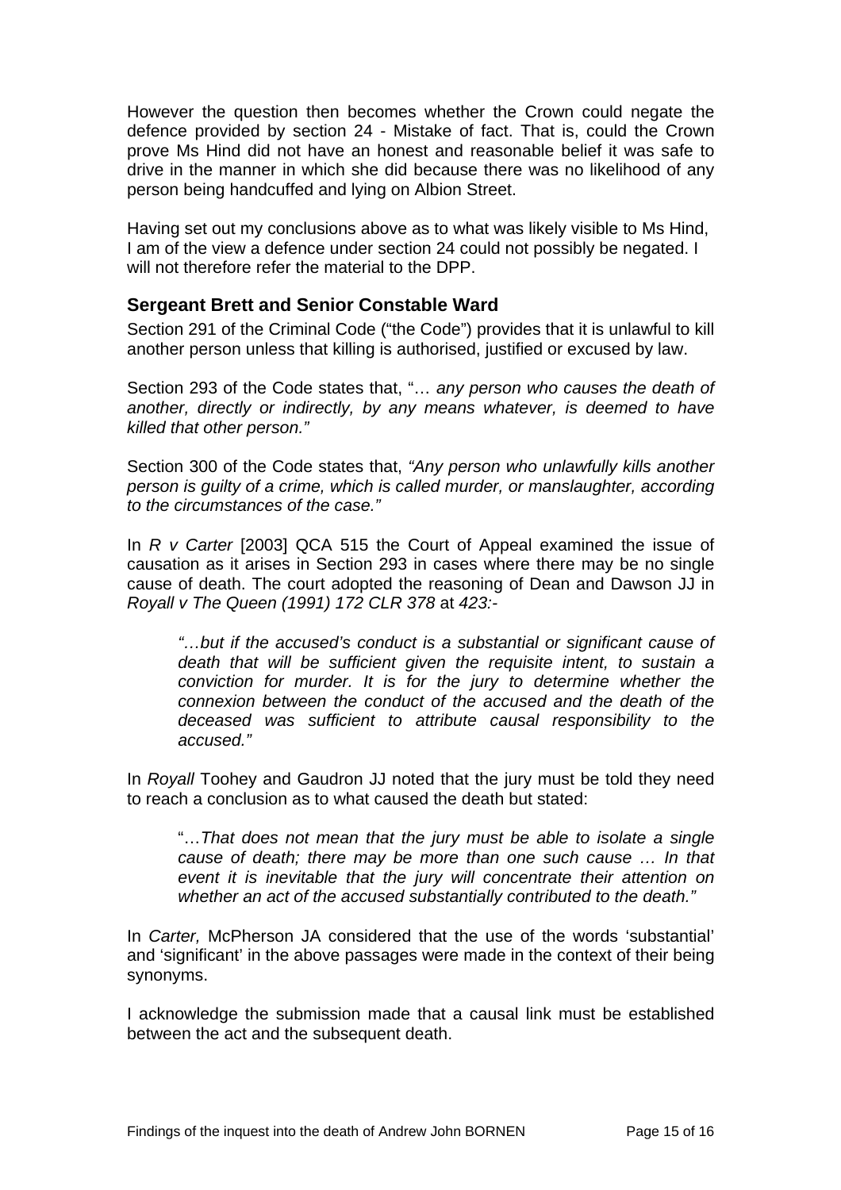However the question then becomes whether the Crown could negate the defence provided by section 24 - Mistake of fact. That is, could the Crown prove Ms Hind did not have an honest and reasonable belief it was safe to drive in the manner in which she did because there was no likelihood of any person being handcuffed and lying on Albion Street.

Having set out my conclusions above as to what was likely visible to Ms Hind, I am of the view a defence under section 24 could not possibly be negated. I will not therefore refer the material to the DPP.

## Sergeant Brett and Senior Constable Ward

Section 291 of the Criminal Code ("the Code") provides that it is unlawful to kill another person unless that killing is authorised, justified or excused by law.

Section 293 of the Code states that, "… *any person who causes the death of another, directly or indirectly, by any means whatever, is deemed to have killed that other person."*

Section 300 of the Code states that, *"Any person who unlawfully kills another person is guilty of a crime, which is called murder, or manslaughter, according to the circumstances of the case."*

In *R v Carter* [2003] QCA 515 the Court of Appeal examined the issue of causation as it arises in Section 293 in cases where there may be no single cause of death. The court adopted the reasoning of Dean and Dawson JJ in *Royall v The Queen (1991) 172 CLR 378* at *423:-*

> *"…but if the accused's conduct is a substantial or significant cause of death that will be sufficient given the requisite intent, to sustain a conviction for murder. It is for the jury to determine whether the connexion between the conduct of the accused and the death of the deceased was sufficient to attribute causal responsibility to the accused."*

In *Royall* Toohey and Gaudron JJ noted that the jury must be told they need to reach a conclusion as to what caused the death but stated:

> "…*That does not mean that the jury must be able to isolate a single cause of death; there may be more than one such cause … In that event it is inevitable that the jury will concentrate their attention on whether an act of the accused substantially contributed to the death."*

In *Carter,* McPherson JA considered that the use of the words 'substantial' and 'significant' in the above passages were made in the context of their being synonyms.

I acknowledge the submission made that a causal link must be established between the act and the subsequent death.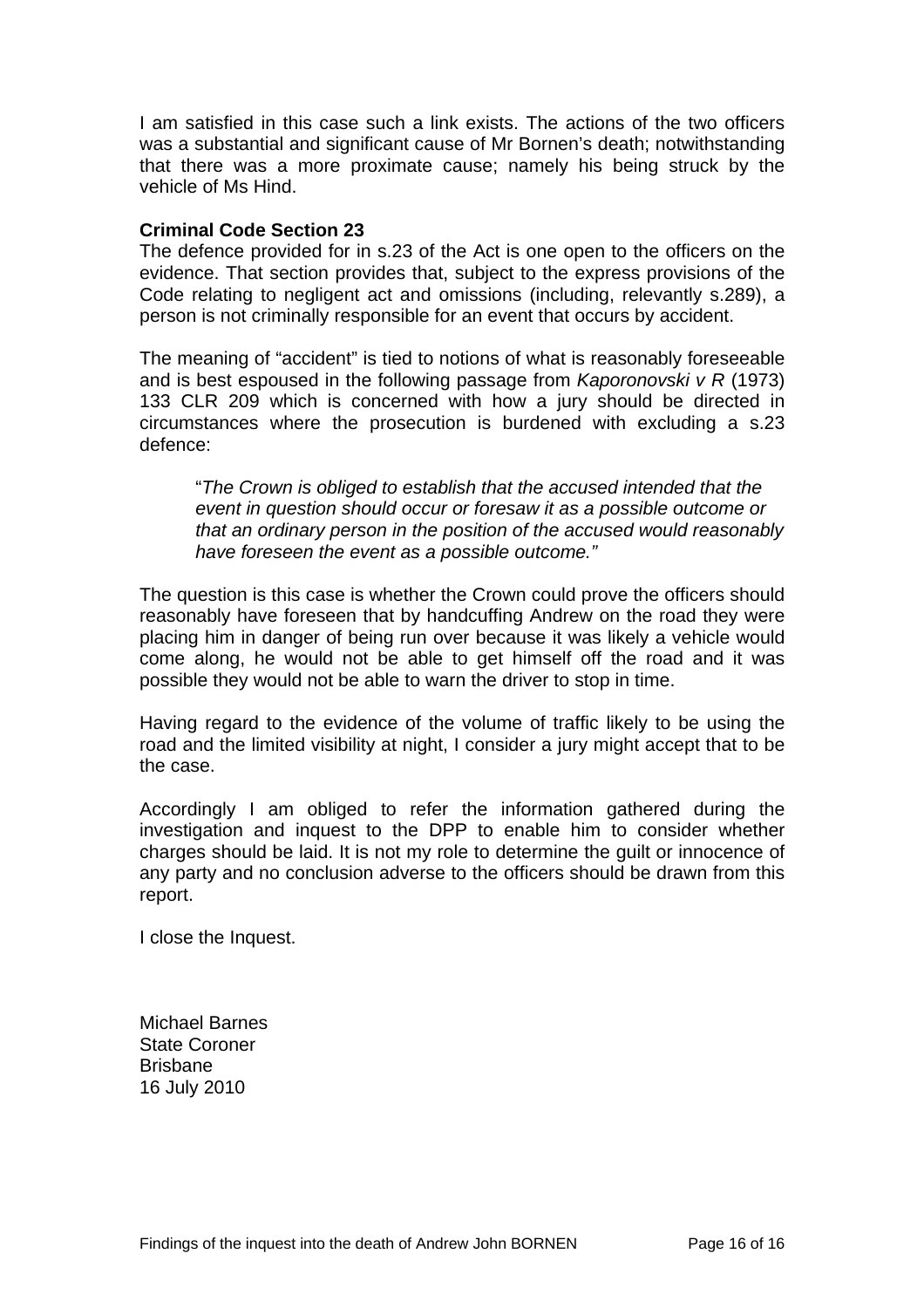I am satisfied in this case such a link exists. The actions of the two officers was a substantial and significant cause of Mr Bornen's death; notwithstanding that there was a more proximate cause; namely his being struck by the vehicle of Ms Hind.

**Criminal Code Section 23**

The defence provided for in s.23 of the Act is one open to the officers on the evidence. That section provides that, subject to the express provisions of the Code relating to negligent act and omissions (including, relevantly s.289), a person is not criminally responsible for an event that occurs by accident.

The meaning of "accident" is tied to notions of what is reasonably foreseeable and is best espoused in the following passage from *Kaporonovski v R* (1973) 133 CLR 209 which is concerned with how a jury should be directed in circumstances where the prosecution is burdened with excluding a s.23 defence:

> "*The Crown is obliged to establish that the accused intended that the event in question should occur or foresaw it as a possible outcome or that an ordinary person in the position of the accused would reasonably have foreseen the event as a possible outcome."*

The question is this case is whether the Crown could prove the officers should reasonably have foreseen that by handcuffing Andrew on the road they were placing him in danger of being run over because it was likely a vehicle would come along, he would not be able to get himself off the road and it was possible they would not be able to warn the driver to stop in time.

Having regard to the evidence of the volume of traffic likely to be using the road and the limited visibility at night, I consider a jury might accept that to be the case.

Accordingly I am obliged to refer the information gathered during the investigation and inquest to the DPP to enable him to consider whether charges should be laid. It is not my role to determine the guilt or innocence of any party and no conclusion adverse to the officers should be drawn from this report.

I close the Inquest.

Michael Barnes
State Coroner
Brisbane
16 July 2010